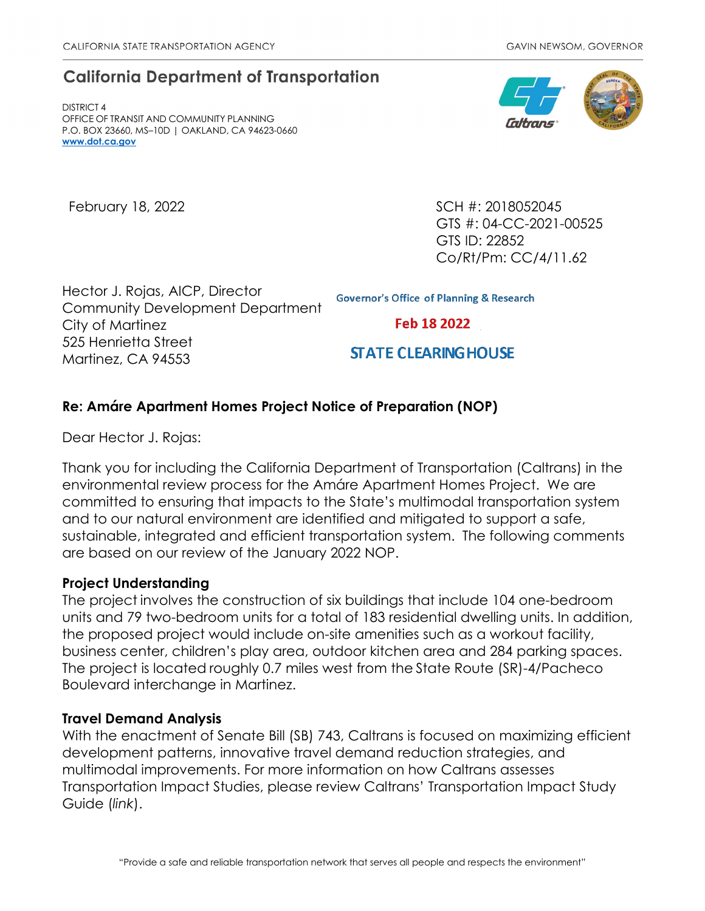CALIFORNIA STATE TRANSPORTATION AGENCY GAVIN NEWSOM, GOVERNOR

## California Department of Transportation

DISTRICT 4
OFFICE OF TRANSIT AND COMMUNITY PLANNING
P.O. BOX 23660, MS–10D | OAKLAND, CA 94623-0660
www.dot.ca.gov

February 18, 2022

SCH #: 2018052045
GTS #: 04-CC-2021-00525
GTS ID: 22852
Co/Rt/Pm: CC/4/11.62

Hector J. Rojas, AICP, Director
Community Development Department
City of Martinez
525 Henrietta Street
Martinez, CA 94553

Governor's Office of Planning & Research

Feb 18 2022

STATE CLEARINGHOUSE

**Re: Amáre Apartment Homes Project Notice of Preparation (NOP)**

Dear Hector J. Rojas:

Thank you for including the California Department of Transportation (Caltrans) in the environmental review process for the Amáre Apartment Homes Project. We are committed to ensuring that impacts to the State's multimodal transportation system and to our natural environment are identified and mitigated to support a safe, sustainable, integrated and efficient transportation system. The following comments are based on our review of the January 2022 NOP.

**Project Understanding**
The project involves the construction of six buildings that include 104 one-bedroom units and 79 two-bedroom units for a total of 183 residential dwelling units. In addition, the proposed project would include on-site amenities such as a workout facility, business center, children's play area, outdoor kitchen area and 284 parking spaces. The project is located roughly 0.7 miles west from the State Route (SR)-4/Pacheco Boulevard interchange in Martinez.

**Travel Demand Analysis**
With the enactment of Senate Bill (SB) 743, Caltrans is focused on maximizing efficient development patterns, innovative travel demand reduction strategies, and multimodal improvements. For more information on how Caltrans assesses Transportation Impact Studies, please review Caltrans' Transportation Impact Study Guide (*link*).

"Provide a safe and reliable transportation network that serves all people and respects the environment"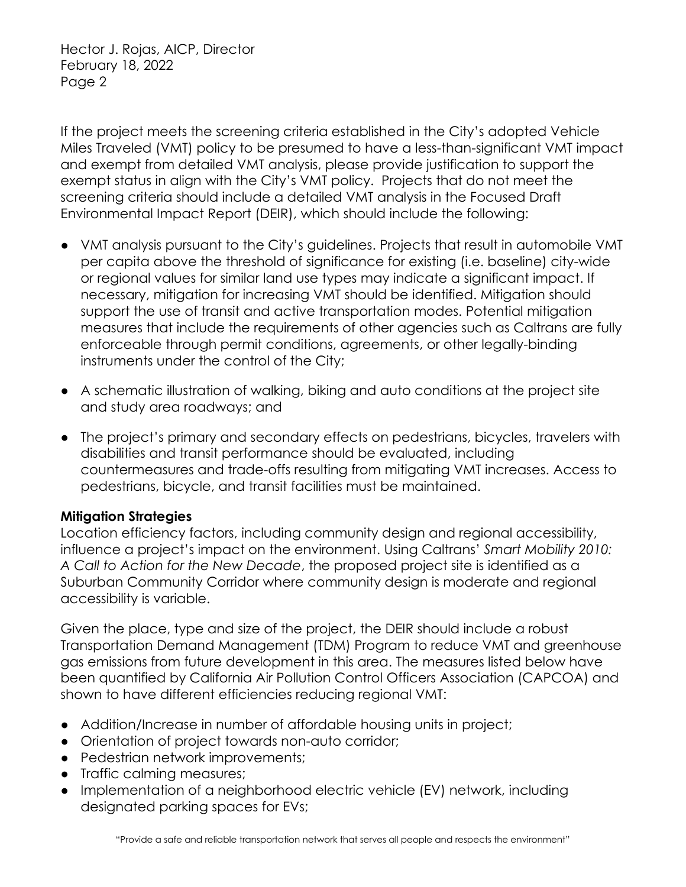If the project meets the screening criteria established in the City's adopted Vehicle Miles Traveled (VMT) policy to be presumed to have a less-than-significant VMT impact and exempt from detailed VMT analysis, please provide justification to support the exempt status in align with the City's VMT policy. Projects that do not meet the screening criteria should include a detailed VMT analysis in the Focused Draft Environmental Impact Report (DEIR), which should include the following:

- VMT analysis pursuant to the City's guidelines. Projects that result in automobile VMT per capita above the threshold of significance for existing (i.e. baseline) city-wide or regional values for similar land use types may indicate a significant impact. If necessary, mitigation for increasing VMT should be identified. Mitigation should support the use of transit and active transportation modes. Potential mitigation measures that include the requirements of other agencies such as Caltrans are fully enforceable through permit conditions, agreements, or other legally-binding instruments under the control of the City;
- A schematic illustration of walking, biking and auto conditions at the project site and study area roadways; and
- The project's primary and secondary effects on pedestrians, bicycles, travelers with disabilities and transit performance should be evaluated, including countermeasures and trade-offs resulting from mitigating VMT increases. Access to pedestrians, bicycle, and transit facilities must be maintained.

**Mitigation Strategies**

Location efficiency factors, including community design and regional accessibility, influence a project's impact on the environment. Using Caltrans' *Smart Mobility 2010: A Call to Action for the New Decade*, the proposed project site is identified as a Suburban Community Corridor where community design is moderate and regional accessibility is variable.

Given the place, type and size of the project, the DEIR should include a robust Transportation Demand Management (TDM) Program to reduce VMT and greenhouse gas emissions from future development in this area. The measures listed below have been quantified by California Air Pollution Control Officers Association (CAPCOA) and shown to have different efficiencies reducing regional VMT:

- Addition/Increase in number of affordable housing units in project;
- Orientation of project towards non-auto corridor;
- Pedestrian network improvements;
- Traffic calming measures;
- Implementation of a neighborhood electric vehicle (EV) network, including designated parking spaces for EVs;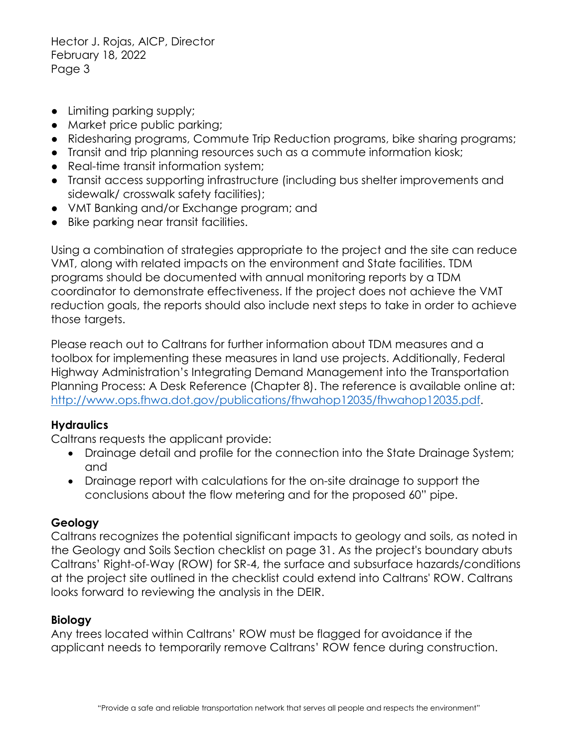- Limiting parking supply;
- Market price public parking;
- Ridesharing programs, Commute Trip Reduction programs, bike sharing programs;
- Transit and trip planning resources such as a commute information kiosk;
- Real-time transit information system;
- Transit access supporting infrastructure (including bus shelter improvements and sidewalk/ crosswalk safety facilities);
- VMT Banking and/or Exchange program; and
- Bike parking near transit facilities.

Using a combination of strategies appropriate to the project and the site can reduce VMT, along with related impacts on the environment and State facilities. TDM programs should be documented with annual monitoring reports by a TDM coordinator to demonstrate effectiveness. If the project does not achieve the VMT reduction goals, the reports should also include next steps to take in order to achieve those targets.

Please reach out to Caltrans for further information about TDM measures and a toolbox for implementing these measures in land use projects. Additionally, Federal Highway Administration's Integrating Demand Management into the Transportation Planning Process: A Desk Reference (Chapter 8). The reference is available online at: [http://www.ops.fhwa.dot.gov/publications/fhwahop12035/fhwahop12035.pdf](http://www.ops.fhwa.dot.gov/publications/fhwahop12035/fhwahop12035.pdf).

**Hydraulics**

Caltrans requests the applicant provide:

- Drainage detail and profile for the connection into the State Drainage System; and
- Drainage report with calculations for the on-site drainage to support the conclusions about the flow metering and for the proposed 60" pipe.

**Geology**

Caltrans recognizes the potential significant impacts to geology and soils, as noted in the Geology and Soils Section checklist on page 31. As the project's boundary abuts Caltrans' Right-of-Way (ROW) for SR-4, the surface and subsurface hazards/conditions at the project site outlined in the checklist could extend into Caltrans' ROW. Caltrans looks forward to reviewing the analysis in the DEIR.

**Biology**

Any trees located within Caltrans' ROW must be flagged for avoidance if the applicant needs to temporarily remove Caltrans' ROW fence during construction.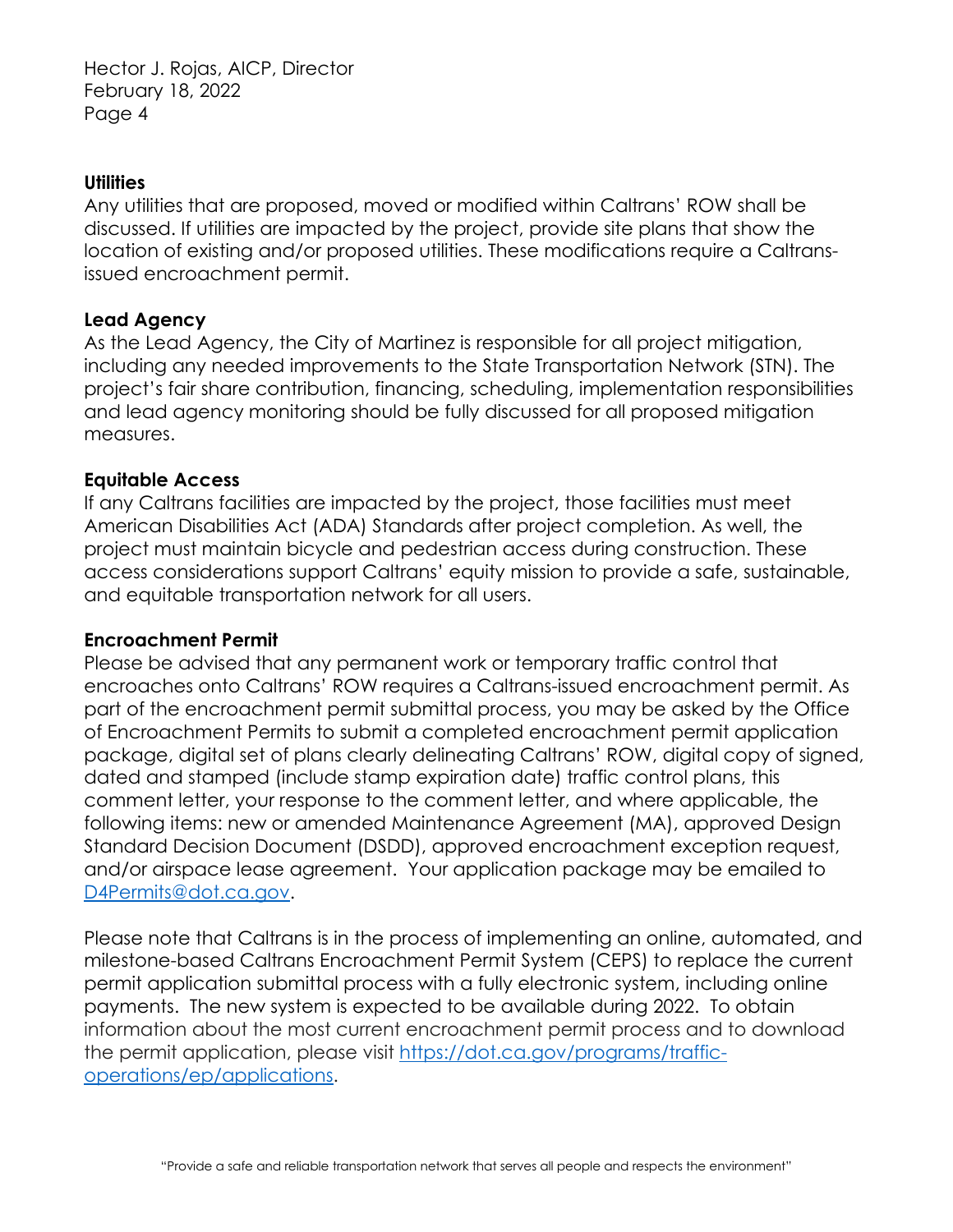**Utilities**

Any utilities that are proposed, moved or modified within Caltrans' ROW shall be discussed. If utilities are impacted by the project, provide site plans that show the location of existing and/or proposed utilities. These modifications require a Caltrans-issued encroachment permit.

**Lead Agency**

As the Lead Agency, the City of Martinez is responsible for all project mitigation, including any needed improvements to the State Transportation Network (STN). The project's fair share contribution, financing, scheduling, implementation responsibilities and lead agency monitoring should be fully discussed for all proposed mitigation measures.

**Equitable Access**

If any Caltrans facilities are impacted by the project, those facilities must meet American Disabilities Act (ADA) Standards after project completion. As well, the project must maintain bicycle and pedestrian access during construction. These access considerations support Caltrans' equity mission to provide a safe, sustainable, and equitable transportation network for all users.

**Encroachment Permit**

Please be advised that any permanent work or temporary traffic control that encroaches onto Caltrans' ROW requires a Caltrans-issued encroachment permit. As part of the encroachment permit submittal process, you may be asked by the Office of Encroachment Permits to submit a completed encroachment permit application package, digital set of plans clearly delineating Caltrans' ROW, digital copy of signed, dated and stamped (include stamp expiration date) traffic control plans, this comment letter, your response to the comment letter, and where applicable, the following items: new or amended Maintenance Agreement (MA), approved Design Standard Decision Document (DSDD), approved encroachment exception request, and/or airspace lease agreement. Your application package may be emailed to [D4Permits@dot.ca.gov](mailto:D4Permits@dot.ca.gov).

Please note that Caltrans is in the process of implementing an online, automated, and milestone-based Caltrans Encroachment Permit System (CEPS) to replace the current permit application submittal process with a fully electronic system, including online payments. The new system is expected to be available during 2022. To obtain information about the most current encroachment permit process and to download the permit application, please visit [https://dot.ca.gov/programs/traffic-operations/ep/applications](https://dot.ca.gov/programs/traffic-operations/ep/applications).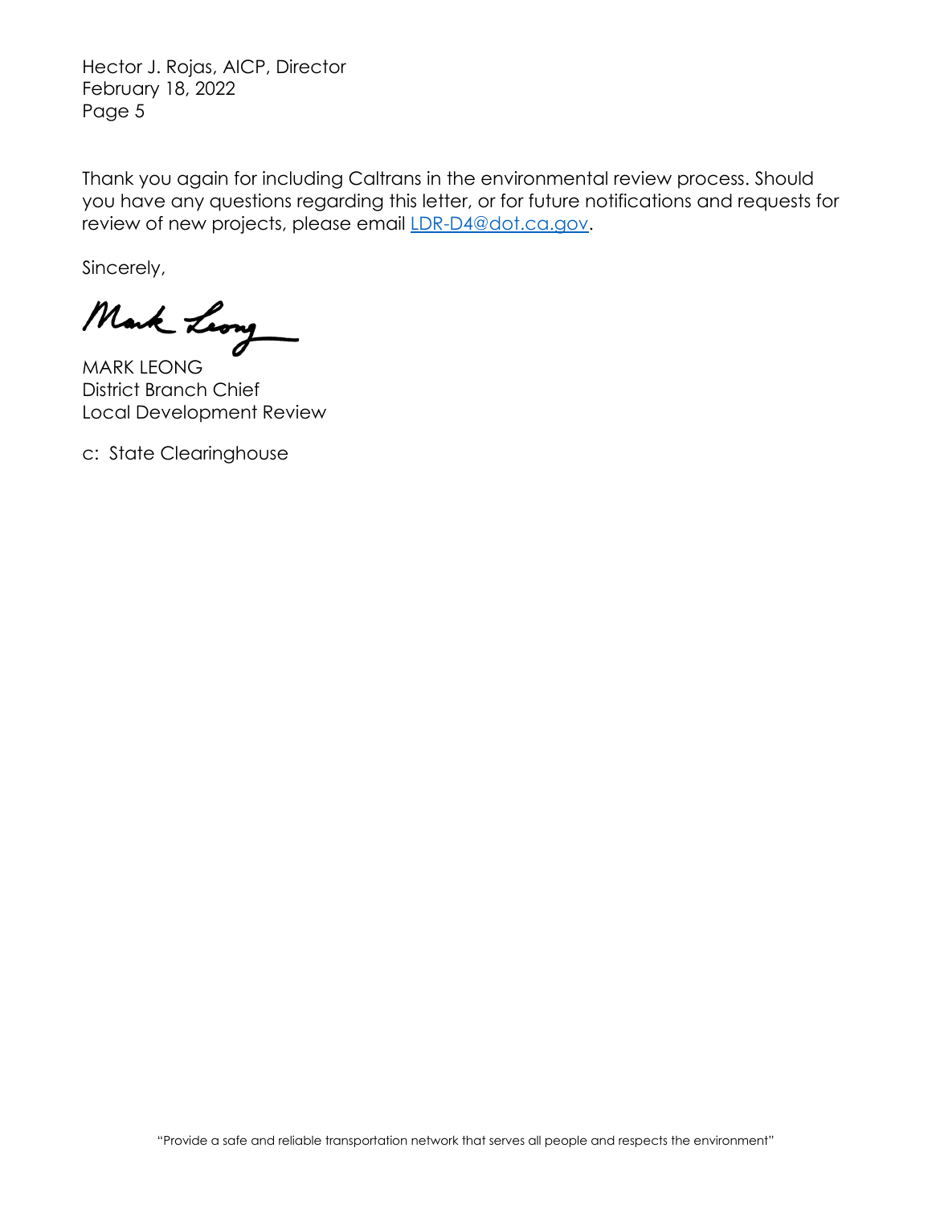Thank you again for including Caltrans in the environmental review process. Should you have any questions regarding this letter, or for future notifications and requests for review of new projects, please email LDR-D4@dot.ca.gov.

Sincerely,

MARK LEONG  
District Branch Chief  
Local Development Review

c: State Clearinghouse